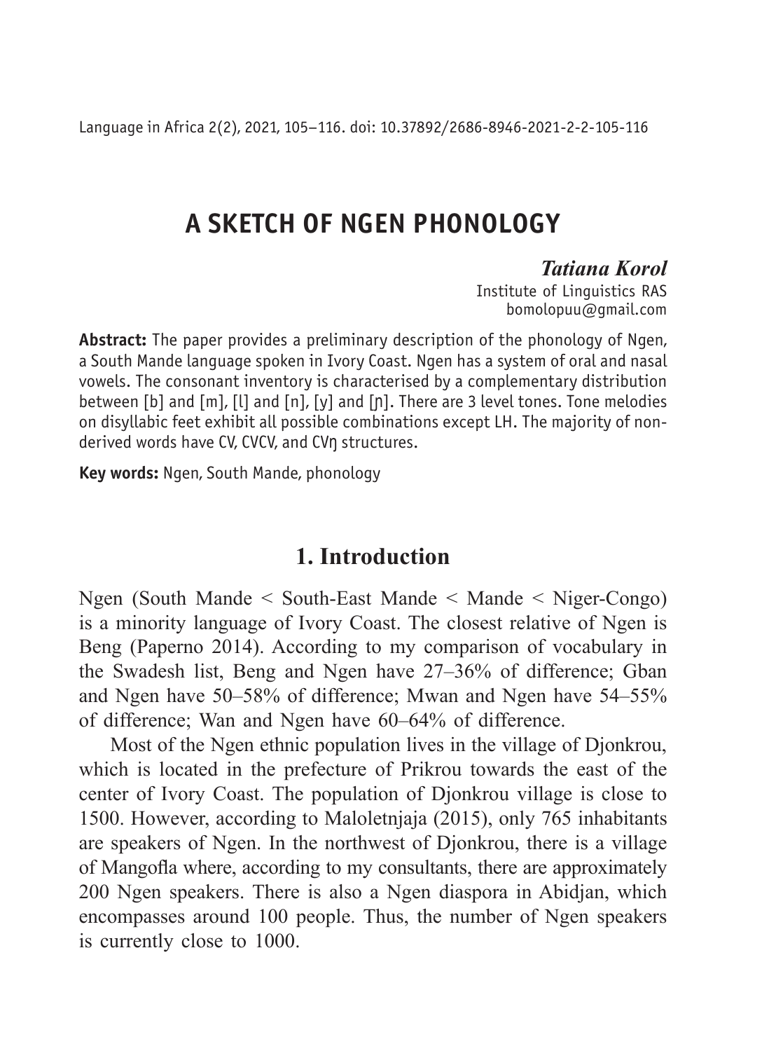# A SKETCH OF NGEN PHONOLOGY

***Tatiana Korol***

Institute of Linguistics RAS
bomolopuu@gmail.com

**Abstract:** The paper provides a preliminary description of the phonology of Ngen, a South Mande language spoken in Ivory Coast. Ngen has a system of oral and nasal vowels. The consonant inventory is characterised by a complementary distribution between [b] and [m], [l] and [n], [y] and [ɲ]. There are 3 level tones. Tone melodies on disyllabic feet exhibit all possible combinations except LH. The majority of non-derived words have CV, CVCV, and CVŋ structures.

**Key words:** Ngen, South Mande, phonology

## 1. Introduction

Ngen (South Mande < South-East Mande < Mande < Niger-Congo) is a minority language of Ivory Coast. The closest relative of Ngen is Beng (Paperno 2014). According to my comparison of vocabulary in the Swadesh list, Beng and Ngen have 27–36% of difference; Gban and Ngen have 50–58% of difference; Mwan and Ngen have 54–55% of difference; Wan and Ngen have 60–64% of difference.

Most of the Ngen ethnic population lives in the village of Djonkrou, which is located in the prefecture of Prikrou towards the east of the center of Ivory Coast. The population of Djonkrou village is close to 1500. However, according to Maloletnjaja (2015), only 765 inhabitants are speakers of Ngen. In the northwest of Djonkrou, there is a village of Mangofla where, according to my consultants, there are approximately 200 Ngen speakers. There is also a Ngen diaspora in Abidjan, which encompasses around 100 people. Thus, the number of Ngen speakers is currently close to 1000.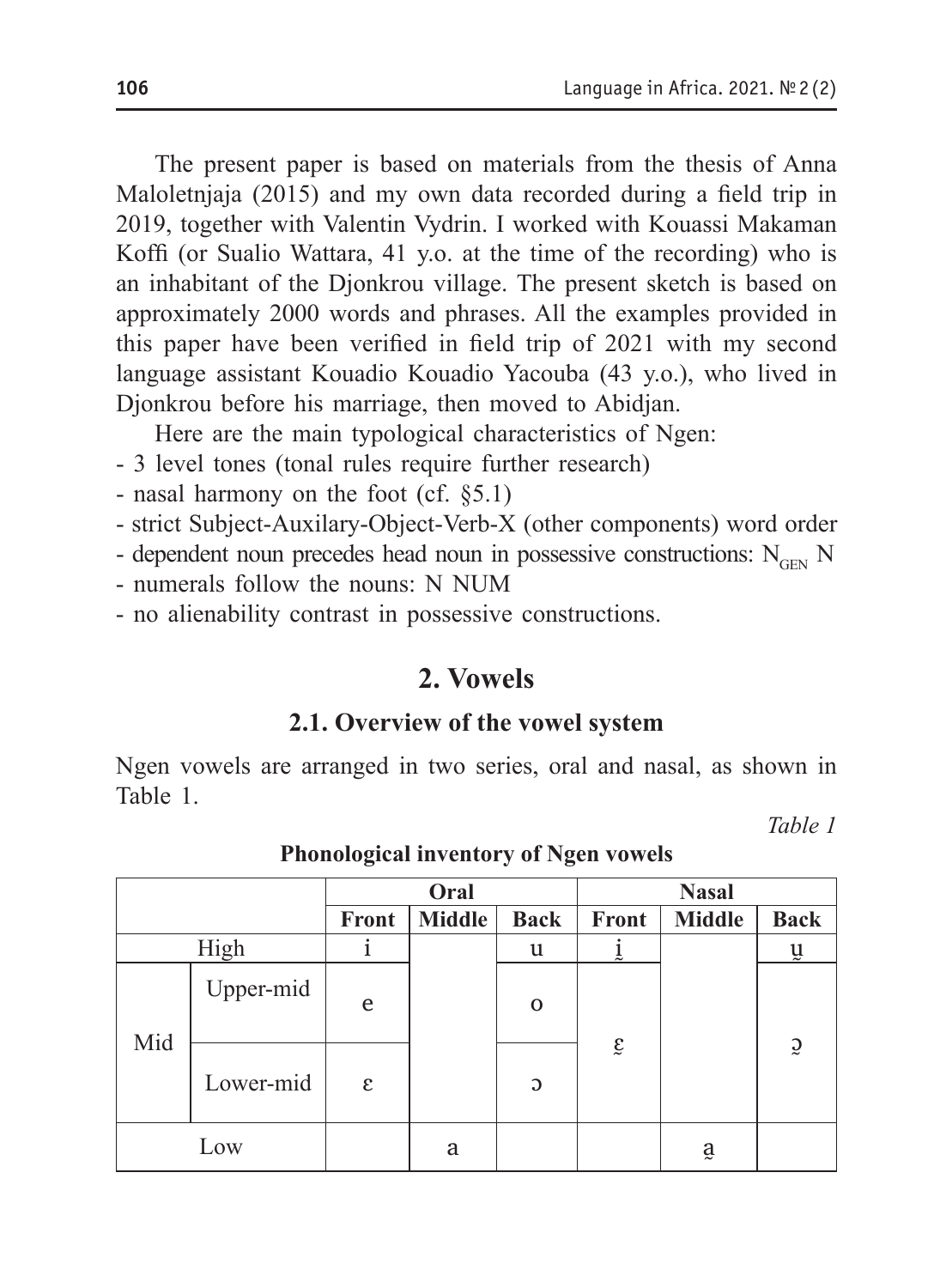The present paper is based on materials from the thesis of Anna Maloletnjaja (2015) and my own data recorded during a field trip in 2019, together with Valentin Vydrin. I worked with Kouassi Makaman Koffi (or Sualio Wattara, 41 y.o. at the time of the recording) who is an inhabitant of the Djonkrou village. The present sketch is based on approximately 2000 words and phrases. All the examples provided in this paper have been verified in field trip of 2021 with my second language assistant Kouadio Kouadio Yacouba (43 y.o.), who lived in Djonkrou before his marriage, then moved to Abidjan.

Here are the main typological characteristics of Ngen:

- 3 level tones (tonal rules require further research)
- nasal harmony on the foot (cf. §5.1)
- strict Subject-Auxilary-Object-Verb-X (other components) word order
- dependent noun precedes head noun in possessive constructions: $N_{GEN}$ N
- numerals follow the nouns: N NUM
- no alienability contrast in possessive constructions.

## 2. Vowels

### 2.1. Overview of the vowel system

Ngen vowels are arranged in two series, oral and nasal, as shown in Table 1.

*Table 1*

**Phonological inventory of Ngen vowels**

| | | Oral | | | Nasal | | |
|---|---|---|---|---|---|---|---|
| | | **Front** | **Middle** | **Back** | **Front** | **Middle** | **Back** |
| High | | i | | u | ḭ | | ṵ |
| Mid | Upper-mid | e | | o | ɛ̰ | | ɔ̰ |
| | Lower-mid | ɛ | | ɔ | | | |
| Low | | | a | | | a̰ | |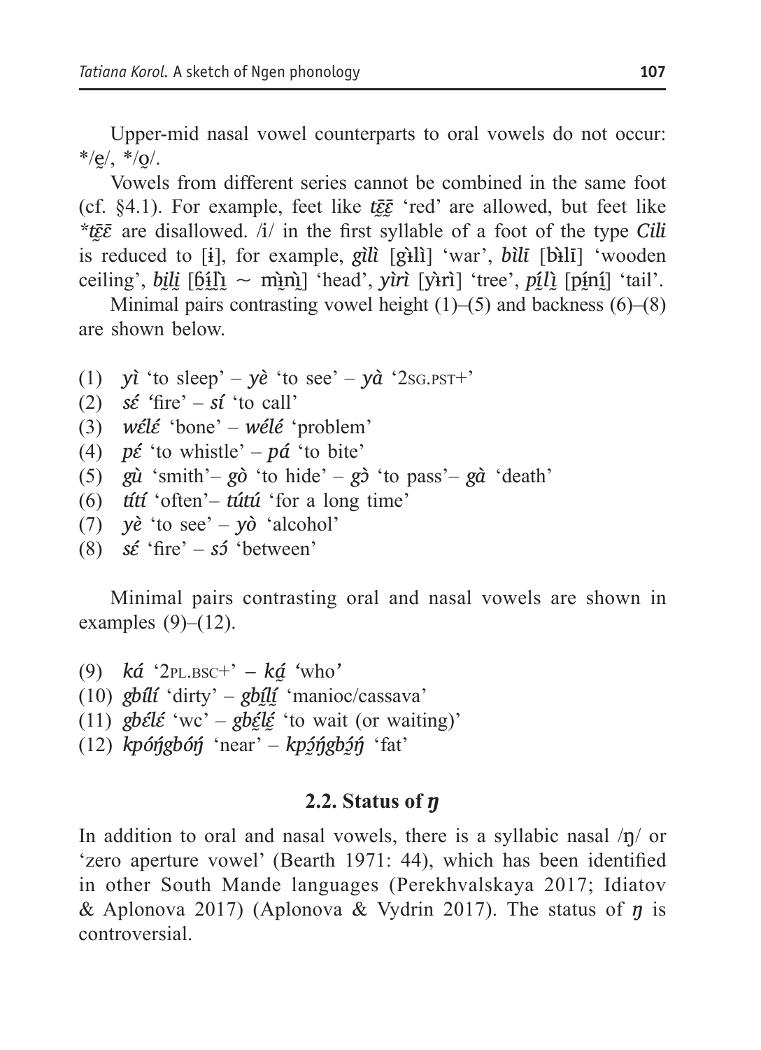Upper-mid nasal vowel counterparts to oral vowels do not occur: \*/ḛ/, \*/o̰/.

Vowels from different series cannot be combined in the same foot (cf. §4.1). For example, feet like *tɛ̰̄ɛ̰̄* 'red' are allowed, but feet like *\*tɛ̰̄ɛ̄* are disallowed. /i/ in the first syllable of a foot of the type *Cili* is reduced to [ɨ], for example, *gìlì* [gɨ̀lì] 'war', *bìlī* [bɨ̀lī] 'wooden ceiling', *bḭlḭ* [ɓɨ̰̀l̰ɪ̰ ~ mɨ̰̀nɪ̰̀] 'head', *yìrì* [yɨ̀rì] 'tree', *pḭ́lḭ̀* [pɨ̰́nḭ́] 'tail'.

Minimal pairs contrasting vowel height (1)–(5) and backness (6)–(8) are shown below.

(1) *yì* 'to sleep' – *yè* 'to see' – *yà* '2SG.PST+'
(2) *sɛ́* 'fire' – *sí* 'to call'
(3) *wɛ́lɛ́* 'bone' – *wélé* 'problem'
(4) *pɛ́* 'to whistle' – *pá* 'to bite'
(5) *gù* 'smith'– *gò* 'to hide' – *gɔ̀* 'to pass'– *gà* 'death'
(6) *títí* 'often'– *túté* 'for a long time'
(7) *yè* 'to see' – *yò* 'alcohol'
(8) *sɛ́* 'fire' – *sɔ́* 'between'

Minimal pairs contrasting oral and nasal vowels are shown in examples (9)–(12).

(9) *ká* '2PL.BSC+' – *ká̰* 'who'
(10) *gbílí* 'dirty' – *gbḭ́lḭ́* 'manioc/cassava'
(11) *gbɛ́lɛ́* 'wc' – *gbɛ̰́lɛ̰́* 'to wait (or waiting)'
(12) *kpóŋ́gbóŋ́* 'near' – *kpɔ̰́ŋ́gbɔ̰́ŋ́* 'fat'

## 2.2. Status of *ŋ*

In addition to oral and nasal vowels, there is a syllabic nasal /ŋ/ or 'zero aperture vowel' (Bearth 1971: 44), which has been identified in other South Mande languages (Perekhvalskaya 2017; Idiatov & Aplonova 2017) (Aplonova & Vydrin 2017). The status of *ŋ* is controversial.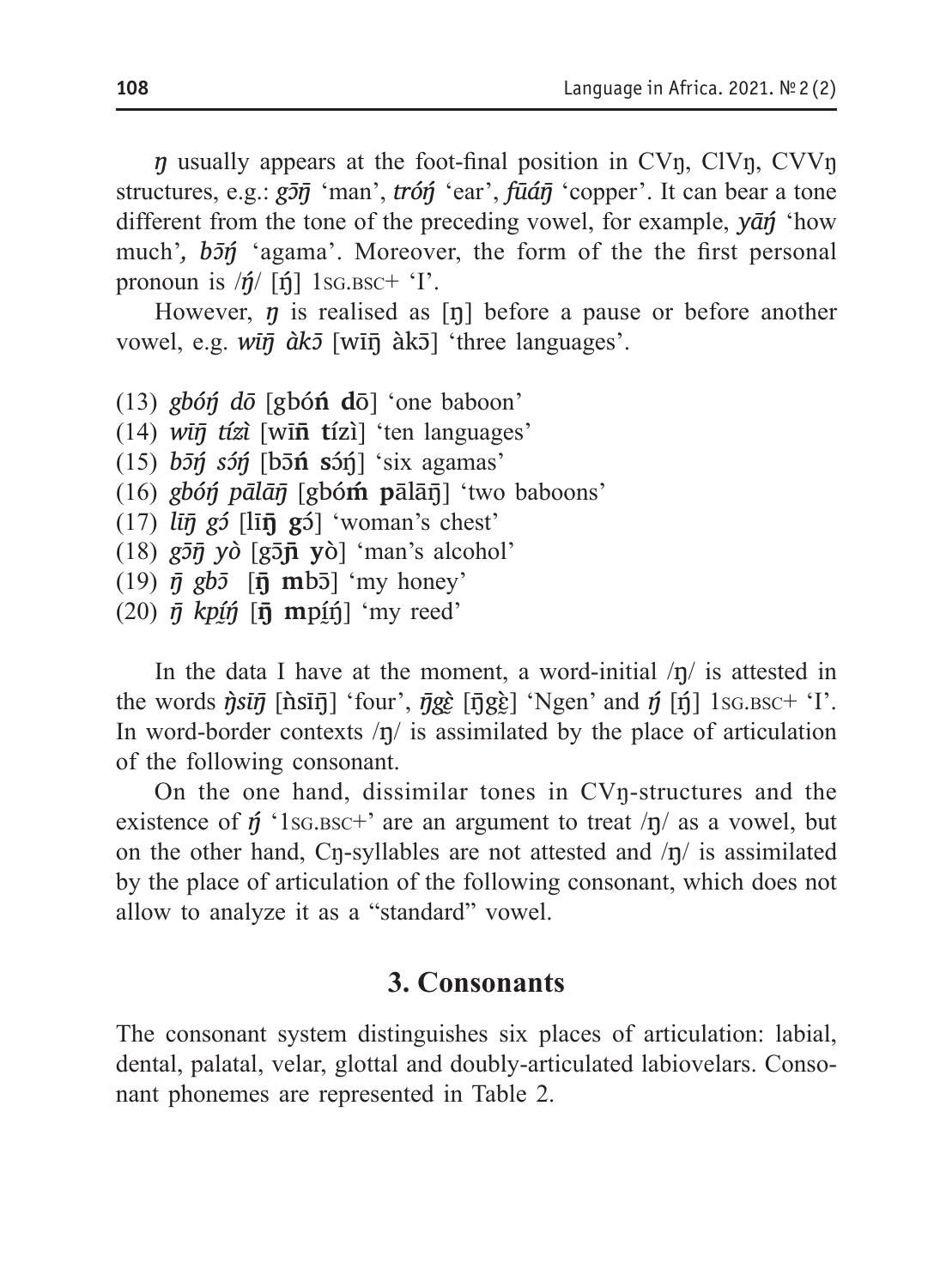*ŋ* usually appears at the foot-final position in CVŋ, ClVŋ, CVVŋ structures, e.g.: ***gɔ̄ŋ̄*** 'man', ***tróŋ́*** 'ear', ***fūáŋ̄*** 'copper'. It can bear a tone different from the tone of the preceding vowel, for example, ***yāŋ́*** 'how much'*,* ***bɔ̄ŋ́*** 'agama'. Moreover, the form of the the first personal pronoun is /*ŋ́*/ [ŋ́] 1SG.BSC+ 'I'.

However, *ŋ* is realised as [ŋ] before a pause or before another vowel, e.g. ***wīŋ̄ àkɔ̄*** [wīŋ̄ àkɔ̄] 'three languages'.

(13) *gbóŋ́ dō* [gbó**ń d**ō] 'one baboon'
(14) *wīŋ̄ tízì* [wī**n̄ t**ízì] 'ten languages'
(15) *bɔ̄ŋ́ sɔ́ŋ́* [bɔ̄**ń s**ɔ́ŋ́] 'six agamas'
(16) *gbóŋ́ pālāŋ̄* [gbó**ḿ p**ālāŋ̄] 'two baboons'
(17) *līŋ̄ gɔ́* [lī**ŋ̄ g**ɔ́] 'woman's chest'
(18) *gɔ̄ŋ̄ yò* [gɔ̄**ɲ̄ y**ò] 'man's alcohol'
(19) *ŋ̄ gbɔ̄* [**ŋ̄ m**bɔ̄] 'my honey'
(20) *ŋ̄ kpḭ́ŋ́* [**ŋ̄ m**pḭ́ŋ́] 'my reed'

In the data I have at the moment, a word-initial /ŋ/ is attested in the words *ŋ̀sīŋ̄* [ǹsīŋ̄] 'four', *ŋ̄gɛ̰̀* [ŋ̄gɛ̰̀] 'Ngen' and *ŋ́* [ŋ́] 1SG.BSC+ 'I'. In word-border contexts /ŋ/ is assimilated by the place of articulation of the following consonant.

On the one hand, dissimilar tones in CVŋ-structures and the existence of *ŋ́* '1SG.BSC+' are an argument to treat /ŋ/ as a vowel, but on the other hand, Cŋ-syllables are not attested and /ŋ/ is assimilated by the place of articulation of the following consonant, which does not allow to analyze it as a "standard" vowel.

## 3. Consonants

The consonant system distinguishes six places of articulation: labial, dental, palatal, velar, glottal and doubly-articulated labiovelars. Consonant phonemes are represented in Table 2.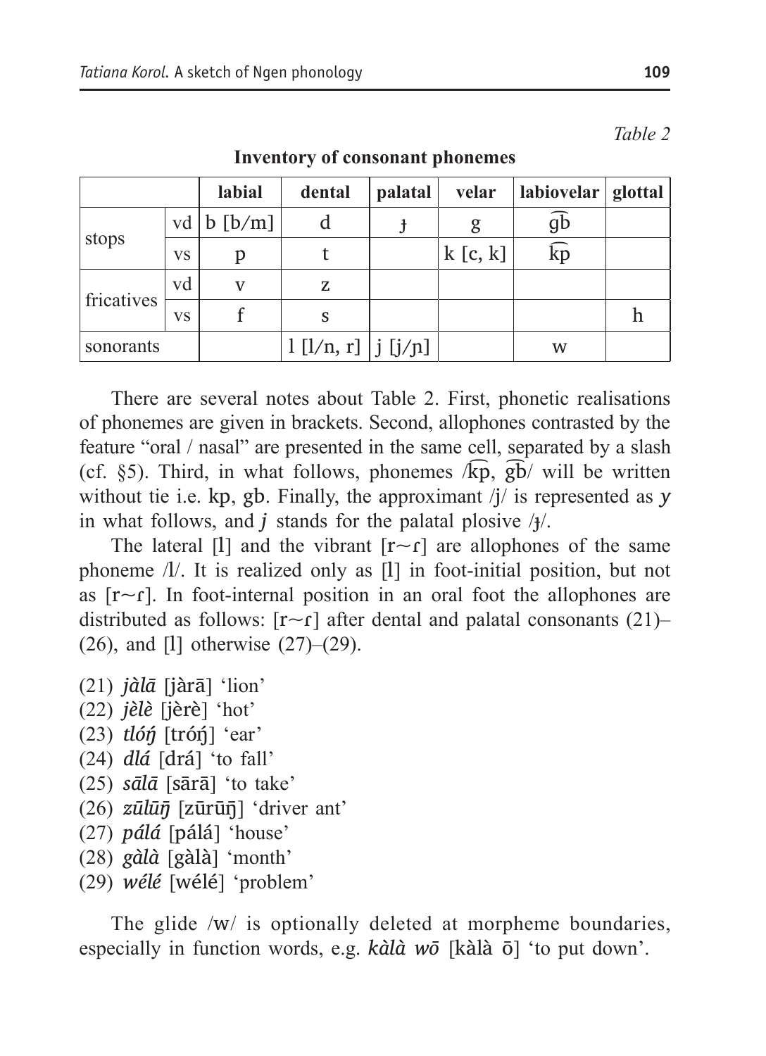*Table 2*

**Inventory of consonant phonemes**

| | | labial | dental | palatal | velar | labiovelar | glottal |
|---|---|---|---|---|---|---|---|
| stops | vd | b [b/m] | d | ɟ | g | g͡b | |
| | vs | p | t | | k [c, k] | k͡p | |
| fricatives | vd | v | z | | | | |
| | vs | f | s | | | | h |
| sonorants | | | l [l/n, r] | j [j/ɲ] | | w | |

There are several notes about Table 2. First, phonetic realisations of phonemes are given in brackets. Second, allophones contrasted by the feature "oral / nasal" are presented in the same cell, separated by a slash (cf. §5). Third, in what follows, phonemes /k͡p, g͡b/ will be written without tie i.e. kp, gb. Finally, the approximant /j/ is represented as *y* in what follows, and *j* stands for the palatal plosive /ɟ/.

The lateral [l] and the vibrant [r~ɾ] are allophones of the same phoneme /l/. It is realized only as [l] in foot-initial position, but not as [r~ɾ]. In foot-internal position in an oral foot the allophones are distributed as follows: [r~ɾ] after dental and palatal consonants (21)–(26), and [l] otherwise (27)–(29).

(21) *jàlā* [jàrā] 'lion'
(22) *jèlè* [jèrè] 'hot'
(23) *tlóŋ́* [tróŋ́] 'ear'
(24) *dlá* [drá] 'to fall'
(25) *sālā* [sārā] 'to take'
(26) *zūlūŋ̄* [zūrūŋ̄] 'driver ant'
(27) *pálá* [pálá] 'house'
(28) *gàlà* [gàlà] 'month'
(29) *wélé* [wélé] 'problem'

The glide /w/ is optionally deleted at morpheme boundaries, especially in function words, e.g. *kàlà wō* [kàlà ō] 'to put down'.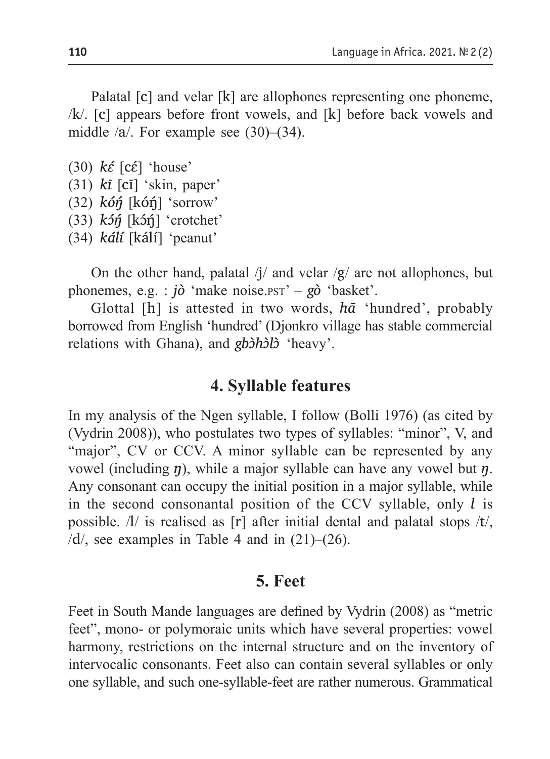Palatal [c] and velar [k] are allophones representing one phoneme, /k/. [c] appears before front vowels, and [k] before back vowels and middle /a/. For example see (30)–(34).

(30) *kɛ́* [cɛ́] 'house'
(31) *kī* [cī] 'skin, paper'
(32) *kóŋ́* [kóŋ́] 'sorrow'
(33) *kɔ́ŋ́* [kɔ́ŋ́] 'crotchet'
(34) *kálí* [kálí] 'peanut'

On the other hand, palatal /j/ and velar /g/ are not allophones, but phonemes, e.g. : *jò* 'make noise.PST' – *gò* 'basket'.

Glottal [h] is attested in two words, *hā* 'hundred', probably borrowed from English 'hundred' (Djonkro village has stable commercial relations with Ghana), and *gbɔ̀hɔ̀lɔ̀* 'heavy'.

## 4. Syllable features

In my analysis of the Ngen syllable, I follow (Bolli 1976) (as cited by (Vydrin 2008)), who postulates two types of syllables: "minor", V, and "major", CV or CCV. A minor syllable can be represented by any vowel (including *ŋ*), while a major syllable can have any vowel but *ŋ*. Any consonant can occupy the initial position in a major syllable, while in the second consonantal position of the CCV syllable, only *l* is possible. /l/ is realised as [r] after initial dental and palatal stops /t/, /d/, see examples in Table 4 and in (21)–(26).

## 5. Feet

Feet in South Mande languages are defined by Vydrin (2008) as "metric feet", mono- or polymoraic units which have several properties: vowel harmony, restrictions on the internal structure and on the inventory of intervocalic consonants. Feet also can contain several syllables or only one syllable, and such one-syllable-feet are rather numerous. Grammatical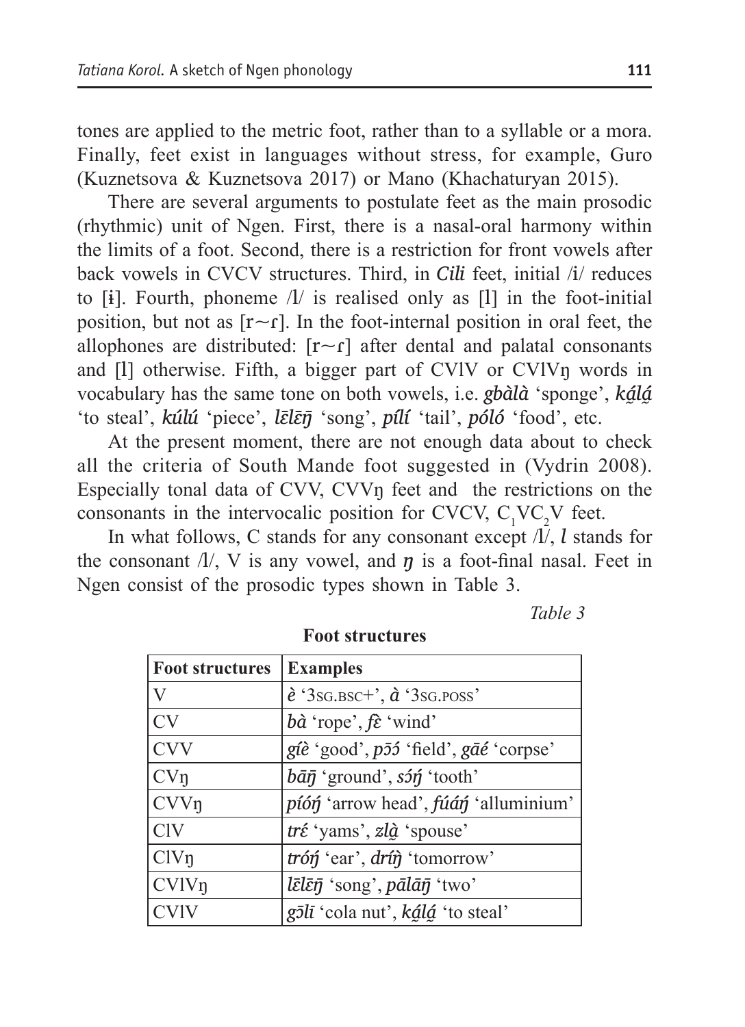tones are applied to the metric foot, rather than to a syllable or a mora. Finally, feet exist in languages without stress, for example, Guro (Kuznetsova & Kuznetsova 2017) or Mano (Khachaturyan 2015).

There are several arguments to postulate feet as the main prosodic (rhythmic) unit of Ngen. First, there is a nasal-oral harmony within the limits of a foot. Second, there is a restriction for front vowels after back vowels in CVCV structures. Third, in ***Cili*** feet, initial /i/ reduces to [ɨ]. Fourth, phoneme /l/ is realised only as [l] in the foot-initial position, but not as [r~ɾ]. In the foot-internal position in oral feet, the allophones are distributed: [r~ɾ] after dental and palatal consonants and [l] otherwise. Fifth, a bigger part of CVlV or CVlVŋ words in vocabulary has the same tone on both vowels, i.e. ***gbàlà*** 'sponge', ***ká̰lá̰*** 'to steal', ***kúlú*** 'piece', ***lɛ̄lɛ̄ŋ̄*** 'song', ***pílí*** 'tail', ***póló*** 'food', etc.

At the present moment, there are not enough data about to check all the criteria of South Mande foot suggested in (Vydrin 2008). Especially tonal data of CVV, CVVŋ feet and the restrictions on the consonants in the intervocalic position for CVCV, $C_1VC_2V$ feet.

In what follows, C stands for any consonant except /l/, *l* stands for the consonant /l/, V is any vowel, and *ŋ* is a foot-final nasal. Feet in Ngen consist of the prosodic types shown in Table 3.

*Table 3*

**Foot structures**

| Foot structures | Examples |
|---|---|
| V | ***è*** '3SG.BSC+', ***à*** '3SG.POSS' |
| CV | ***bà*** 'rope', ***fɛ̂*** 'wind' |
| CVV | ***gíè*** 'good', ***pɔ̄ɔ́*** 'field', ***gāé*** 'corpse' |
| CVŋ | ***bāŋ̄*** 'ground', ***sɔ́ŋ́*** 'tooth' |
| CVVŋ | ***píóŋ́*** 'arrow head', ***fúáŋ́*** 'alluminium' |
| ClV | ***trɛ́*** 'yams', ***zlà̰*** 'spouse' |
| ClVŋ | ***tróŋ́*** 'ear', ***dríŋ̀*** 'tomorrow' |
| CVlVŋ | ***lɛ̄lɛ̄ŋ̄*** 'song', ***pālāŋ̄*** 'two' |
| CVlV | ***gɔ̄lī*** 'cola nut', ***ká̰lá̰*** 'to steal' |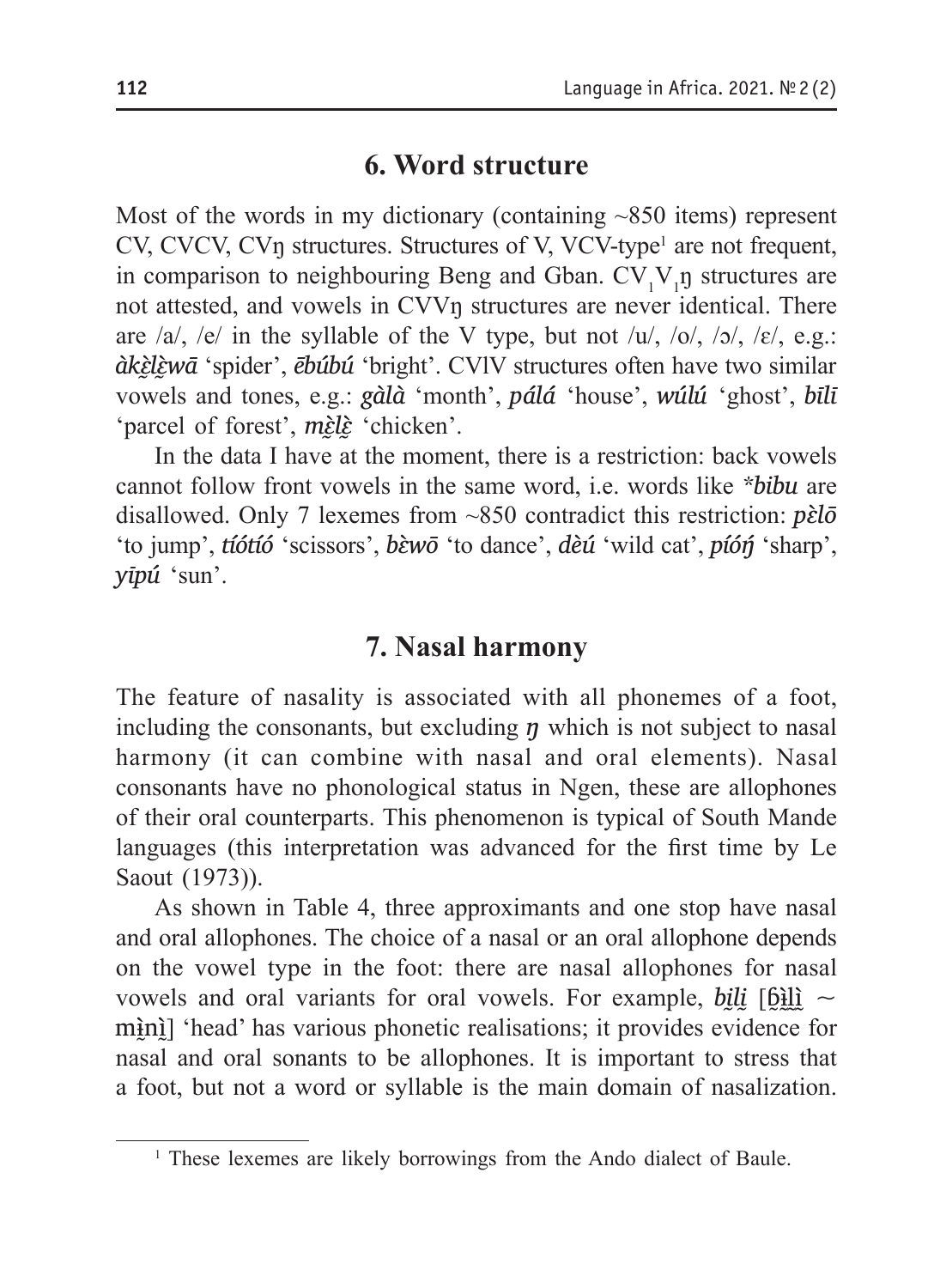## 6. Word structure

Most of the words in my dictionary (containing ~850 items) represent CV, CVCV, CVŋ structures. Structures of V, VCV-type[1] are not frequent, in comparison to neighbouring Beng and Gban. $CV_1V_1$ŋ structures are not attested, and vowels in CVVŋ structures are never identical. There are /a/, /e/ in the syllable of the V type, but not /u/, /o/, /ɔ/, /ɛ/, e.g.: ***àkɛ̰̀lɛ̰̀wā*** 'spider', ***ēbúbú*** 'bright'. CVlV structures often have two similar vowels and tones, e.g.: ***gàlà*** 'month', ***pálá*** 'house', ***wúlú*** 'ghost', ***bīlī*** 'parcel of forest', ***mɛ̰̀lɛ̰̀*** 'chicken'.

In the data I have at the moment, there is a restriction: back vowels cannot follow front vowels in the same word, i.e. words like ****bibu*** are disallowed. Only 7 lexemes from ~850 contradict this restriction: ***pɛ̀lō*** 'to jump', ***tíótíó*** 'scissors', ***bɛ̀wō*** 'to dance', ***dèú*** 'wild cat', ***píóŋ́*** 'sharp', ***yīpú*** 'sun'.

## 7. Nasal harmony

The feature of nasality is associated with all phonemes of a foot, including the consonants, but excluding ***ŋ*** which is not subject to nasal harmony (it can combine with nasal and oral elements). Nasal consonants have no phonological status in Ngen, these are allophones of their oral counterparts. This phenomenon is typical of South Mande languages (this interpretation was advanced for the first time by Le Saout (1973)).

As shown in Table 4, three approximants and one stop have nasal and oral allophones. The choice of a nasal or an oral allophone depends on the vowel type in the foot: there are nasal allophones for nasal vowels and oral variants for oral vowels. For example, ***bḭlḭ*** [ɓ̰ḭ̀l̰ḭ̀ ~ mḭ̀nḭ̀] 'head' has various phonetic realisations; it provides evidence for nasal and oral sonants to be allophones. It is important to stress that a foot, but not a word or syllable is the main domain of nasalization.

[1] These lexemes are likely borrowings from the Ando dialect of Baule.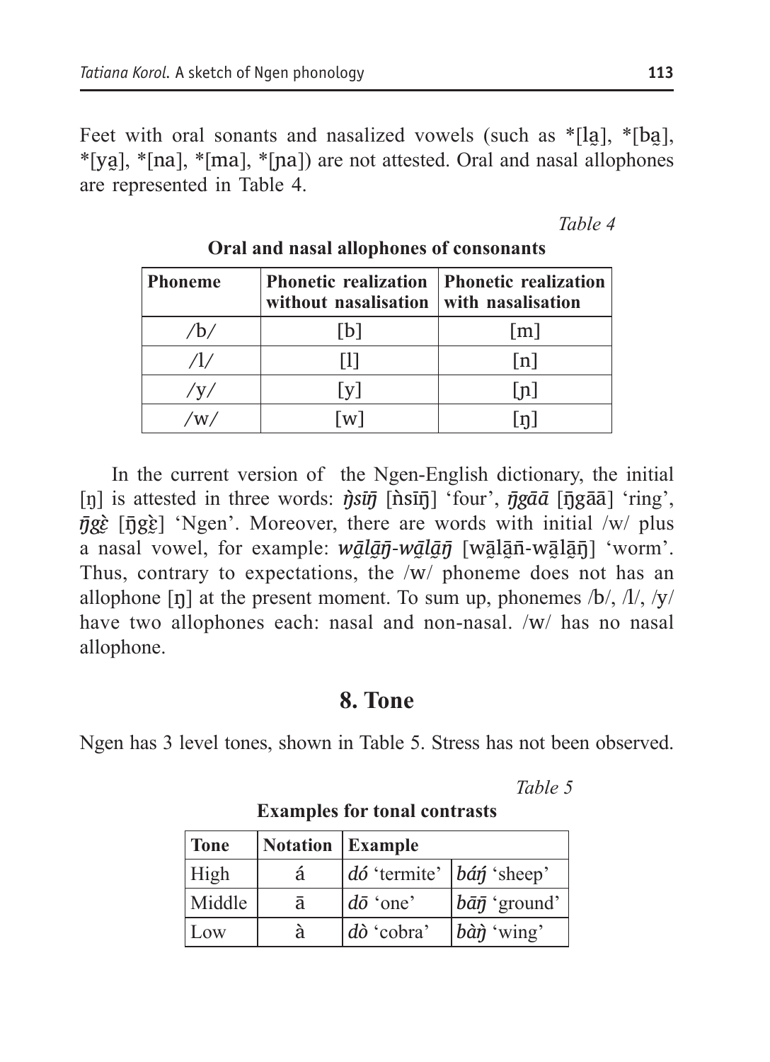Feet with oral sonants and nasalized vowels (such as *[la̰], *[ba̰], *[ya̰], *[na], *[ma], *[ɲa]) are not attested. Oral and nasal allophones are represented in Table 4.

*Table 4*

**Oral and nasal allophones of consonants**

| Phoneme | Phonetic realization without nasalisation | Phonetic realization with nasalisation |
|---|---|---|
| /b/ | [b] | [m] |
| /l/ | [l] | [n] |
| /y/ | [y] | [ɲ] |
| /w/ | [w] | [ŋ] |

In the current version of the Ngen-English dictionary, the initial [ŋ] is attested in three words: *ŋ̀sīŋ̄* [ŋ̀sīŋ̄] 'four', *ŋ̄gāā* [ŋ̄gāā] 'ring', *ŋ̄gɛ̰̀* [ŋ̄gɛ̰̀] 'Ngen'. Moreover, there are words with initial /w/ plus a nasal vowel, for example: *wā̰lā̰ŋ̄-wā̰lā̰ŋ̄* [wā̰lā̰n̄-wā̰lā̰ŋ̄] 'worm'. Thus, contrary to expectations, the /w/ phoneme does not has an allophone [ŋ] at the present moment. To sum up, phonemes /b/, /l/, /y/ have two allophones each: nasal and non-nasal. /w/ has no nasal allophone.

## 8. Tone

Ngen has 3 level tones, shown in Table 5. Stress has not been observed.

*Table 5*

**Examples for tonal contrasts**

| Tone | Notation | Example | |
|---|---|---|---|
| High | á | *dó* 'termite' | *báŋ́* 'sheep' |
| Middle | ā | *dō* 'one' | *bāŋ̄* 'ground' |
| Low | à | *dò* 'cobra' | *bàŋ̀* 'wing' |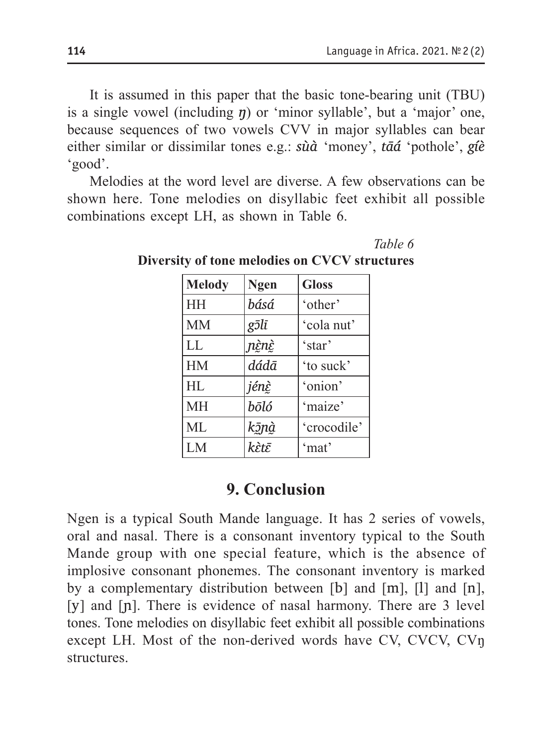It is assumed in this paper that the basic tone-bearing unit (TBU) is a single vowel (including *ŋ*) or 'minor syllable', but a 'major' one, because sequences of two vowels CVV in major syllables can bear either similar or dissimilar tones e.g.: *sùà* 'money', *tāá* 'pothole', *gíè* 'good'.

Melodies at the word level are diverse. A few observations can be shown here. Tone melodies on disyllabic feet exhibit all possible combinations except LH, as shown in Table 6.

*Table 6*

**Diversity of tone melodies on CVCV structures**

| Melody | Ngen | Gloss |
|---|---|---|
| HH | *básá* | 'other' |
| MM | *gɔ̄lī* | 'cola nut' |
| LL | *ɲɛ̰̀nɛ̰̀* | 'star' |
| HM | *dádā* | 'to suck' |
| HL | *jénɛ̰̀* | 'onion' |
| MH | *bōló* | 'maize' |
| ML | *kɔ̰̄ɲà̰* | 'crocodile' |
| LM | *kɛ̀tɛ̄* | 'mat' |

## 9. Conclusion

Ngen is a typical South Mande language. It has 2 series of vowels, oral and nasal. There is a consonant inventory typical to the South Mande group with one special feature, which is the absence of implosive consonant phonemes. The consonant inventory is marked by a complementary distribution between [b] and [m], [l] and [n], [y] and [ɲ]. There is evidence of nasal harmony. There are 3 level tones. Tone melodies on disyllabic feet exhibit all possible combinations except LH. Most of the non-derived words have CV, CVCV, CVŋ structures.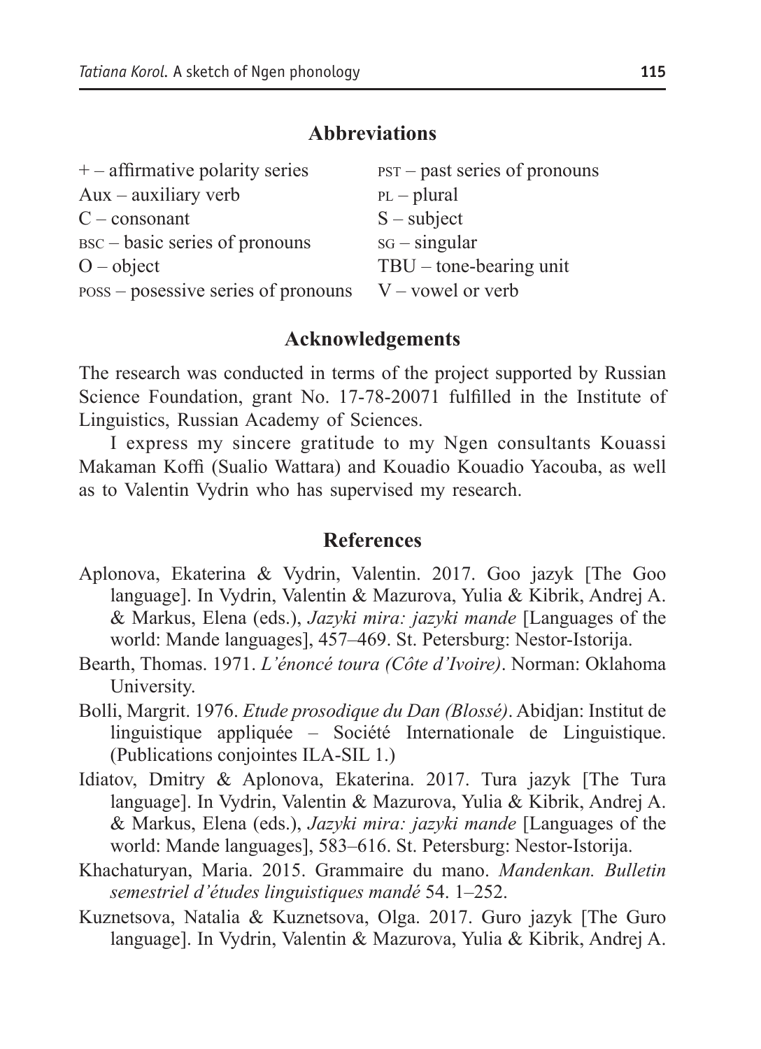## Abbreviations

| | |
|---|---|
| + – affirmative polarity series | PST – past series of pronouns |
| Aux – auxiliary verb | PL – plural |
| C – consonant | S – subject |
| BSC – basic series of pronouns | SG – singular |
| O – object | TBU – tone-bearing unit |
| POSS – posessive series of pronouns | V – vowel or verb |

## Acknowledgements

The research was conducted in terms of the project supported by Russian Science Foundation, grant No. 17-78-20071 fulfilled in the Institute of Linguistics, Russian Academy of Sciences.

I express my sincere gratitude to my Ngen consultants Kouassi Makaman Koffi (Sualio Wattara) and Kouadio Kouadio Yacouba, as well as to Valentin Vydrin who has supervised my research.

## References

Aplonova, Ekaterina & Vydrin, Valentin. 2017. Goo jazyk [The Goo language]. In Vydrin, Valentin & Mazurova, Yulia & Kibrik, Andrej A. & Markus, Elena (eds.), *Jazyki mira: jazyki mande* [Languages of the world: Mande languages], 457–469. St. Petersburg: Nestor-Istorija.

Bearth, Thomas. 1971. *L'énoncé toura (Côte d'Ivoire)*. Norman: Oklahoma University.

Bolli, Margrit. 1976. *Etude prosodique du Dan (Blossé)*. Abidjan: Institut de linguistique appliquée – Société Internationale de Linguistique. (Publications conjointes ILA-SIL 1.)

Idiatov, Dmitry & Aplonova, Ekaterina. 2017. Tura jazyk [The Tura language]. In Vydrin, Valentin & Mazurova, Yulia & Kibrik, Andrej A. & Markus, Elena (eds.), *Jazyki mira: jazyki mande* [Languages of the world: Mande languages], 583–616. St. Petersburg: Nestor-Istorija.

Khachaturyan, Maria. 2015. Grammaire du mano. *Mandenkan. Bulletin semestriel d'études linguistiques mandé* 54. 1–252.

Kuznetsova, Natalia & Kuznetsova, Olga. 2017. Guro jazyk [The Guro language]. In Vydrin, Valentin & Mazurova, Yulia & Kibrik, Andrej A.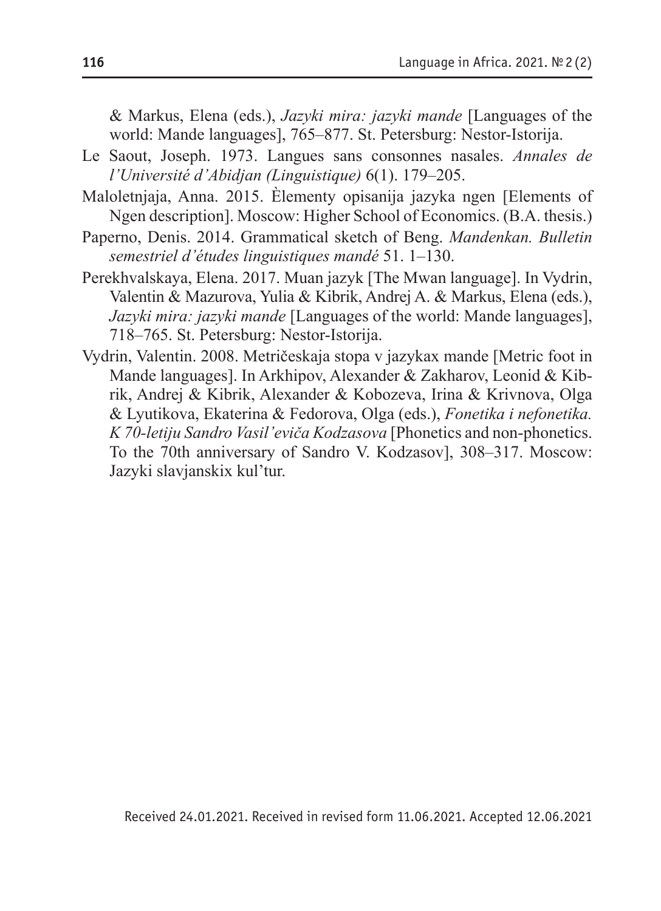& Markus, Elena (eds.), *Jazyki mira: jazyki mande* [Languages of the world: Mande languages], 765–877. St. Petersburg: Nestor-Istorija.

Le Saout, Joseph. 1973. Langues sans consonnes nasales. *Annales de l'Université d'Abidjan (Linguistique)* 6(1). 179–205.

Maloletnjaja, Anna. 2015. Èlementy opisanija jazyka ngen [Elements of Ngen description]. Moscow: Higher School of Economics. (B.A. thesis.)

Paperno, Denis. 2014. Grammatical sketch of Beng. *Mandenkan. Bulletin semestriel d'études linguistiques mandé* 51. 1–130.

Perekhvalskaya, Elena. 2017. Muan jazyk [The Mwan language]. In Vydrin, Valentin & Mazurova, Yulia & Kibrik, Andrej A. & Markus, Elena (eds.), *Jazyki mira: jazyki mande* [Languages of the world: Mande languages], 718–765. St. Petersburg: Nestor-Istorija.

Vydrin, Valentin. 2008. Metričeskaja stopa v jazykax mande [Metric foot in Mande languages]. In Arkhipov, Alexander & Zakharov, Leonid & Kibrik, Andrej & Kibrik, Alexander & Kobozeva, Irina & Krivnova, Olga & Lyutikova, Ekaterina & Fedorova, Olga (eds.), *Fonetika i nefonetika. K 70-letiju Sandro Vasil'eviča Kodzasova* [Phonetics and non-phonetics. To the 70th anniversary of Sandro V. Kodzasov], 308–317. Moscow: Jazyki slavjanskix kul'tur.

Received 24.01.2021. Received in revised form 11.06.2021. Accepted 12.06.2021